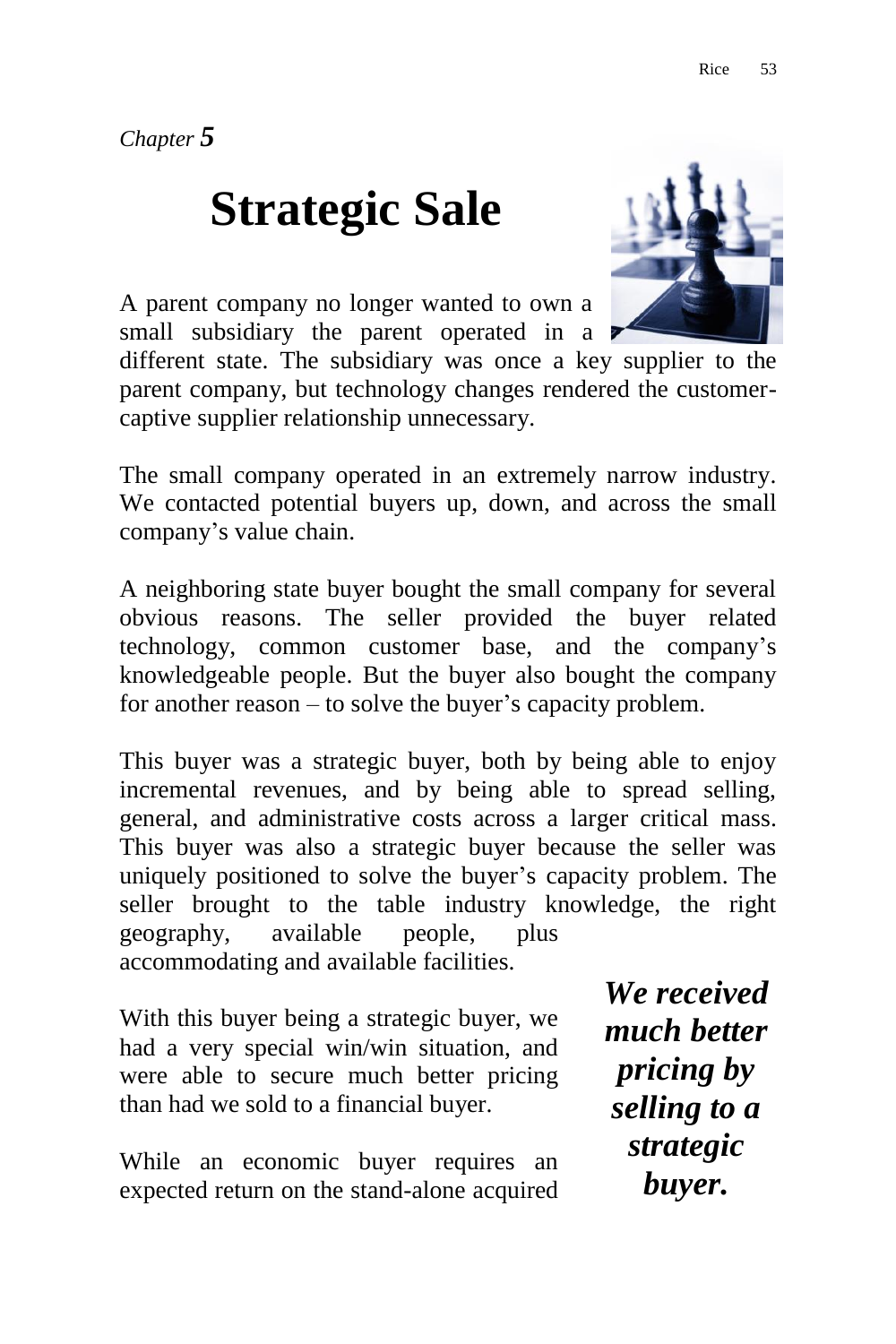*Chapter* ***5***

# Strategic Sale

A parent company no longer wanted to own a small subsidiary the parent operated in a different state. The subsidiary was once a key supplier to the parent company, but technology changes rendered the customer-captive supplier relationship unnecessary.

The small company operated in an extremely narrow industry. We contacted potential buyers up, down, and across the small company's value chain.

A neighboring state buyer bought the small company for several obvious reasons. The seller provided the buyer related technology, common customer base, and the company's knowledgeable people. But the buyer also bought the company for another reason – to solve the buyer's capacity problem.

This buyer was a strategic buyer, both by being able to enjoy incremental revenues, and by being able to spread selling, general, and administrative costs across a larger critical mass. This buyer was also a strategic buyer because the seller was uniquely positioned to solve the buyer's capacity problem. The seller brought to the table industry knowledge, the right geography, available people, plus accommodating and available facilities.

With this buyer being a strategic buyer, we had a very special win/win situation, and were able to secure much better pricing than had we sold to a financial buyer.

***We received much better pricing by selling to a strategic buyer.***

While an economic buyer requires an expected return on the stand-alone acquired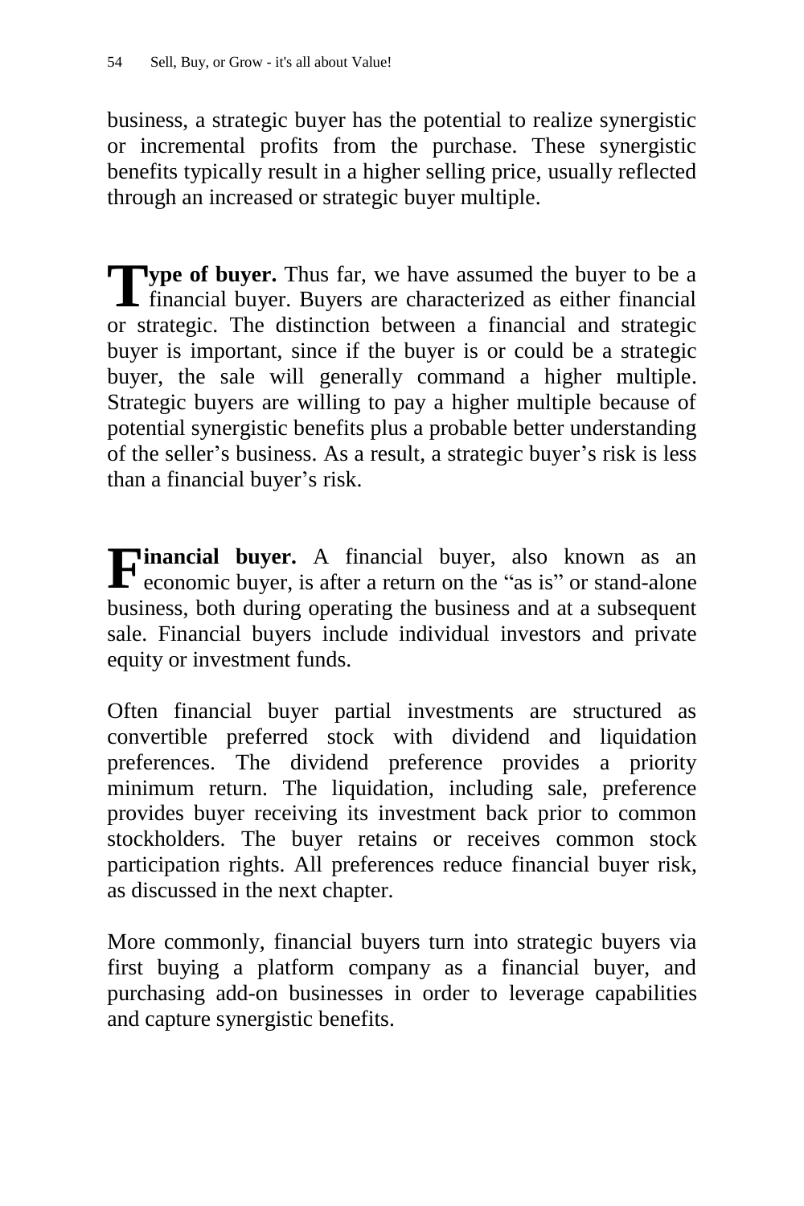business, a strategic buyer has the potential to realize synergistic or incremental profits from the purchase. These synergistic benefits typically result in a higher selling price, usually reflected through an increased or strategic buyer multiple.

**Type of buyer.** Thus far, we have assumed the buyer to be a financial buyer. Buyers are characterized as either financial or strategic. The distinction between a financial and strategic buyer is important, since if the buyer is or could be a strategic buyer, the sale will generally command a higher multiple. Strategic buyers are willing to pay a higher multiple because of potential synergistic benefits plus a probable better understanding of the seller's business. As a result, a strategic buyer's risk is less than a financial buyer's risk.

**Financial buyer.** A financial buyer, also known as an economic buyer, is after a return on the "as is" or stand-alone business, both during operating the business and at a subsequent sale. Financial buyers include individual investors and private equity or investment funds.

Often financial buyer partial investments are structured as convertible preferred stock with dividend and liquidation preferences. The dividend preference provides a priority minimum return. The liquidation, including sale, preference provides buyer receiving its investment back prior to common stockholders. The buyer retains or receives common stock participation rights. All preferences reduce financial buyer risk, as discussed in the next chapter.

More commonly, financial buyers turn into strategic buyers via first buying a platform company as a financial buyer, and purchasing add-on businesses in order to leverage capabilities and capture synergistic benefits.